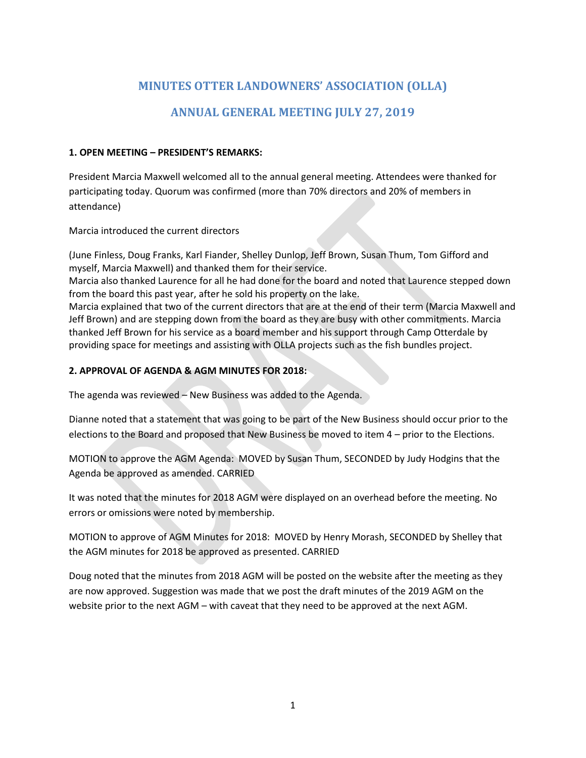# MINUTES OTTER LANDOWNERS' ASSOCIATION (OLLA)

# ANNUAL GENERAL MEETING JULY 27, 2019

**1. OPEN MEETING – PRESIDENT'S REMARKS:**

President Marcia Maxwell welcomed all to the annual general meeting. Attendees were thanked for participating today. Quorum was confirmed (more than 70% directors and 20% of members in attendance)

Marcia introduced the current directors

(June Finless, Doug Franks, Karl Fiander, Shelley Dunlop, Jeff Brown, Susan Thum, Tom Gifford and myself, Marcia Maxwell) and thanked them for their service.
Marcia also thanked Laurence for all he had done for the board and noted that Laurence stepped down from the board this past year, after he sold his property on the lake.
Marcia explained that two of the current directors that are at the end of their term (Marcia Maxwell and Jeff Brown) and are stepping down from the board as they are busy with other commitments. Marcia thanked Jeff Brown for his service as a board member and his support through Camp Otterdale by providing space for meetings and assisting with OLLA projects such as the fish bundles project.

**2. APPROVAL OF AGENDA & AGM MINUTES FOR 2018:**

The agenda was reviewed – New Business was added to the Agenda.

Dianne noted that a statement that was going to be part of the New Business should occur prior to the elections to the Board and proposed that New Business be moved to item 4 – prior to the Elections.

MOTION to approve the AGM Agenda: MOVED by Susan Thum, SECONDED by Judy Hodgins that the Agenda be approved as amended. CARRIED

It was noted that the minutes for 2018 AGM were displayed on an overhead before the meeting. No errors or omissions were noted by membership.

MOTION to approve of AGM Minutes for 2018: MOVED by Henry Morash, SECONDED by Shelley that the AGM minutes for 2018 be approved as presented. CARRIED

Doug noted that the minutes from 2018 AGM will be posted on the website after the meeting as they are now approved. Suggestion was made that we post the draft minutes of the 2019 AGM on the website prior to the next AGM – with caveat that they need to be approved at the next AGM.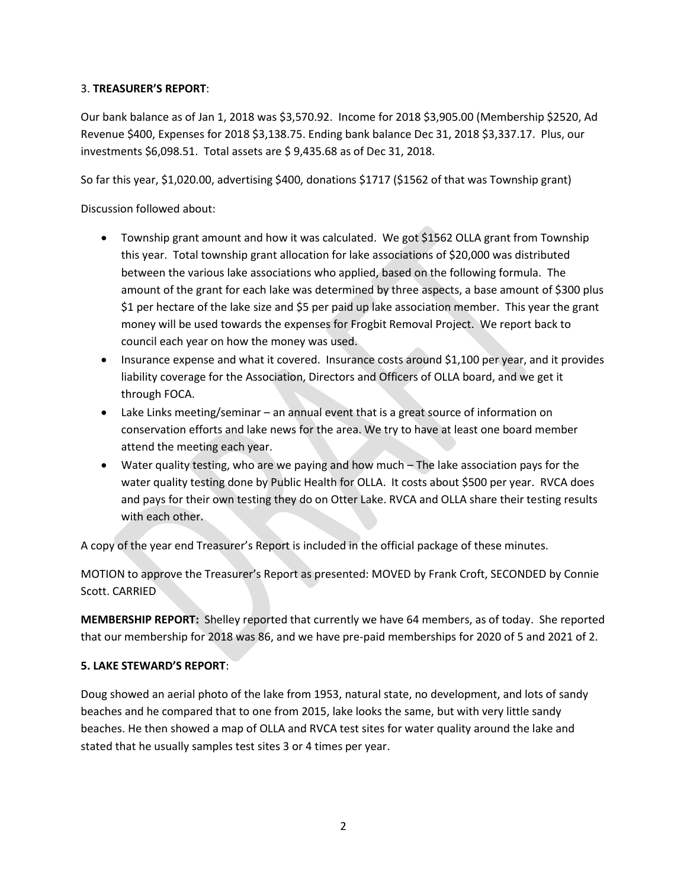3. **TREASURER'S REPORT**:

Our bank balance as of Jan 1, 2018 was $3,570.92. Income for 2018 $3,905.00 (Membership $2520, Ad Revenue $400, Expenses for 2018 $3,138.75. Ending bank balance Dec 31, 2018 $3,337.17. Plus, our investments $6,098.51. Total assets are $ 9,435.68 as of Dec 31, 2018.

So far this year, $1,020.00, advertising $400, donations $1717 ($1562 of that was Township grant)

Discussion followed about:

- Township grant amount and how it was calculated. We got $1562 OLLA grant from Township this year. Total township grant allocation for lake associations of $20,000 was distributed between the various lake associations who applied, based on the following formula. The amount of the grant for each lake was determined by three aspects, a base amount of $300 plus $1 per hectare of the lake size and $5 per paid up lake association member. This year the grant money will be used towards the expenses for Frogbit Removal Project. We report back to council each year on how the money was used.
- Insurance expense and what it covered. Insurance costs around $1,100 per year, and it provides liability coverage for the Association, Directors and Officers of OLLA board, and we get it through FOCA.
- Lake Links meeting/seminar – an annual event that is a great source of information on conservation efforts and lake news for the area. We try to have at least one board member attend the meeting each year.
- Water quality testing, who are we paying and how much – The lake association pays for the water quality testing done by Public Health for OLLA. It costs about $500 per year. RVCA does and pays for their own testing they do on Otter Lake. RVCA and OLLA share their testing results with each other.

A copy of the year end Treasurer's Report is included in the official package of these minutes.

MOTION to approve the Treasurer's Report as presented: MOVED by Frank Croft, SECONDED by Connie Scott. CARRIED

**MEMBERSHIP REPORT:** Shelley reported that currently we have 64 members, as of today. She reported that our membership for 2018 was 86, and we have pre-paid memberships for 2020 of 5 and 2021 of 2.

**5. LAKE STEWARD'S REPORT**:

Doug showed an aerial photo of the lake from 1953, natural state, no development, and lots of sandy beaches and he compared that to one from 2015, lake looks the same, but with very little sandy beaches. He then showed a map of OLLA and RVCA test sites for water quality around the lake and stated that he usually samples test sites 3 or 4 times per year.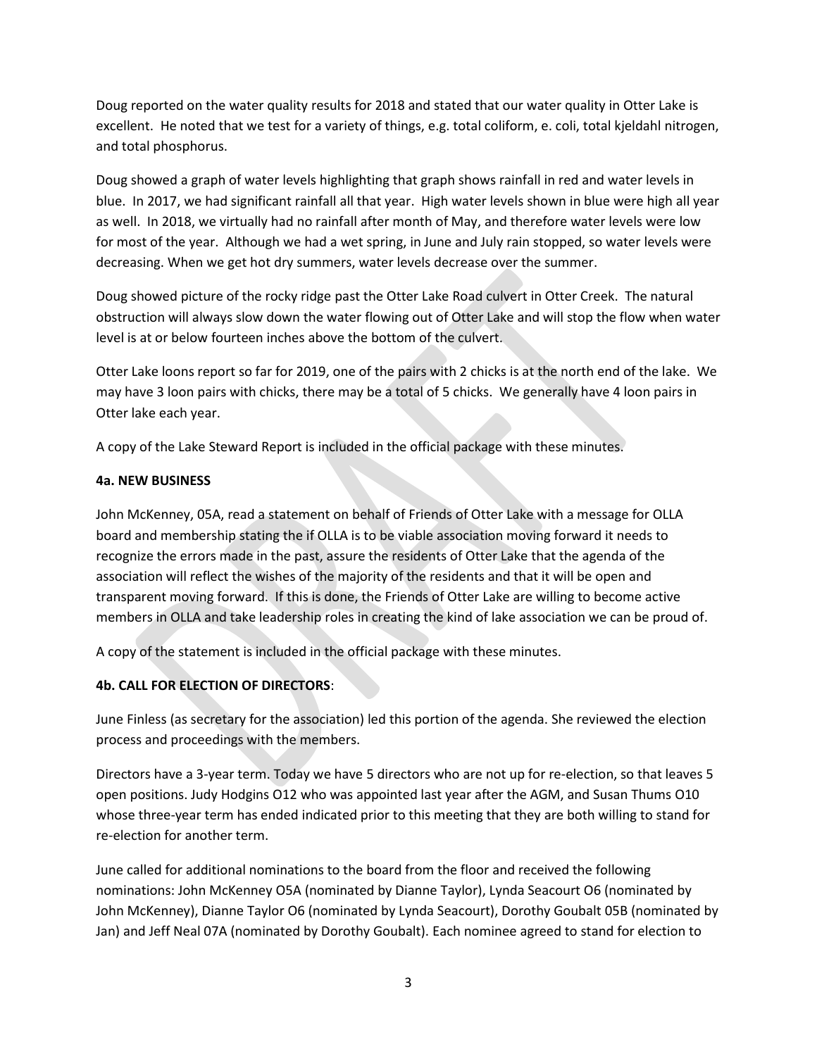Doug reported on the water quality results for 2018 and stated that our water quality in Otter Lake is excellent. He noted that we test for a variety of things, e.g. total coliform, e. coli, total kjeldahl nitrogen, and total phosphorus.

Doug showed a graph of water levels highlighting that graph shows rainfall in red and water levels in blue. In 2017, we had significant rainfall all that year. High water levels shown in blue were high all year as well. In 2018, we virtually had no rainfall after month of May, and therefore water levels were low for most of the year. Although we had a wet spring, in June and July rain stopped, so water levels were decreasing. When we get hot dry summers, water levels decrease over the summer.

Doug showed picture of the rocky ridge past the Otter Lake Road culvert in Otter Creek. The natural obstruction will always slow down the water flowing out of Otter Lake and will stop the flow when water level is at or below fourteen inches above the bottom of the culvert.

Otter Lake loons report so far for 2019, one of the pairs with 2 chicks is at the north end of the lake. We may have 3 loon pairs with chicks, there may be a total of 5 chicks. We generally have 4 loon pairs in Otter lake each year.

A copy of the Lake Steward Report is included in the official package with these minutes.

**4a. NEW BUSINESS**

John McKenney, 05A, read a statement on behalf of Friends of Otter Lake with a message for OLLA board and membership stating the if OLLA is to be viable association moving forward it needs to recognize the errors made in the past, assure the residents of Otter Lake that the agenda of the association will reflect the wishes of the majority of the residents and that it will be open and transparent moving forward. If this is done, the Friends of Otter Lake are willing to become active members in OLLA and take leadership roles in creating the kind of lake association we can be proud of.

A copy of the statement is included in the official package with these minutes.

**4b. CALL FOR ELECTION OF DIRECTORS**:

June Finless (as secretary for the association) led this portion of the agenda. She reviewed the election process and proceedings with the members.

Directors have a 3-year term. Today we have 5 directors who are not up for re-election, so that leaves 5 open positions. Judy Hodgins O12 who was appointed last year after the AGM, and Susan Thums O10 whose three-year term has ended indicated prior to this meeting that they are both willing to stand for re-election for another term.

June called for additional nominations to the board from the floor and received the following nominations: John McKenney O5A (nominated by Dianne Taylor), Lynda Seacourt O6 (nominated by John McKenney), Dianne Taylor O6 (nominated by Lynda Seacourt), Dorothy Goubalt 05B (nominated by Jan) and Jeff Neal 07A (nominated by Dorothy Goubalt). Each nominee agreed to stand for election to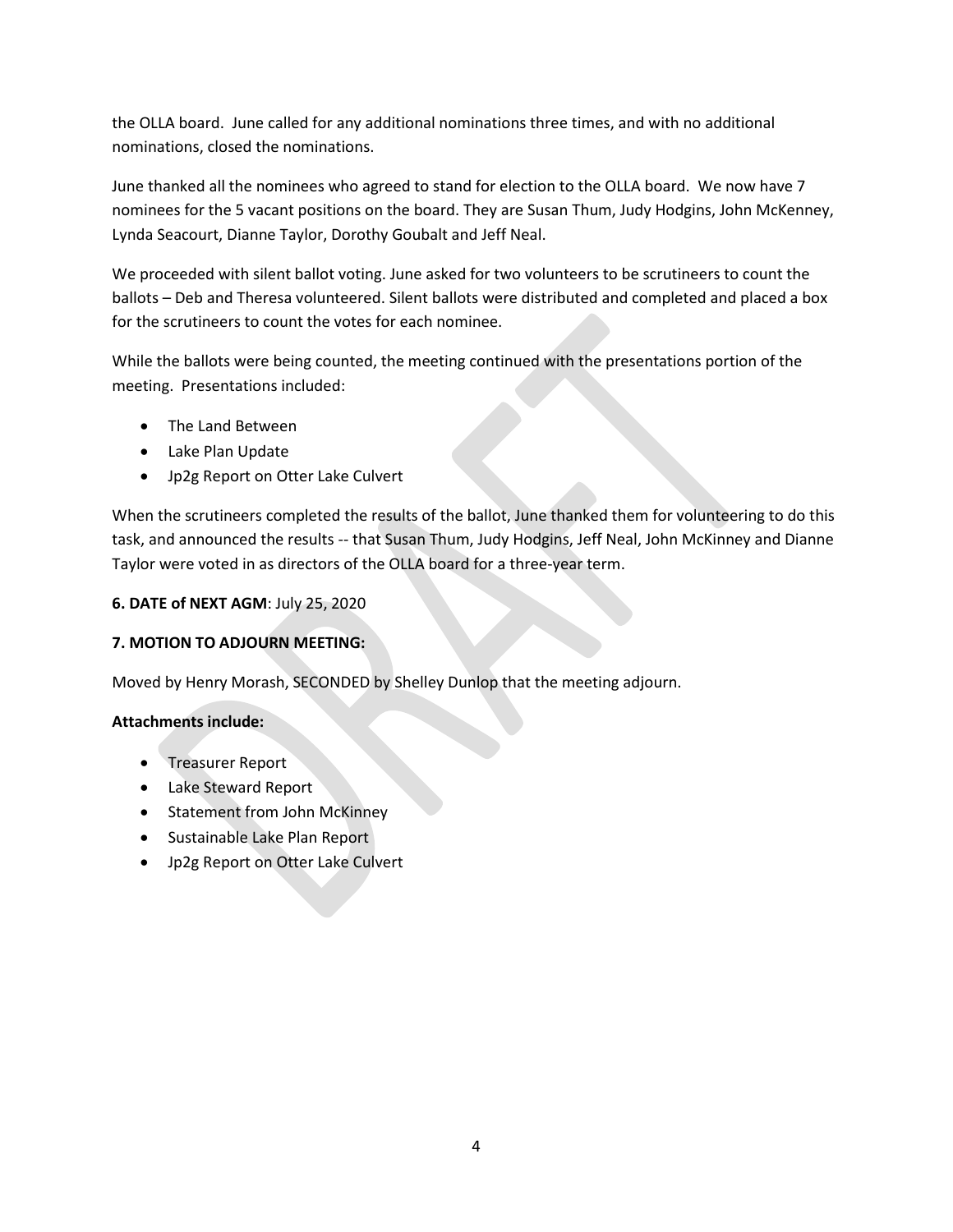the OLLA board. June called for any additional nominations three times, and with no additional nominations, closed the nominations.

June thanked all the nominees who agreed to stand for election to the OLLA board. We now have 7 nominees for the 5 vacant positions on the board. They are Susan Thum, Judy Hodgins, John McKenney, Lynda Seacourt, Dianne Taylor, Dorothy Goubalt and Jeff Neal.

We proceeded with silent ballot voting. June asked for two volunteers to be scrutineers to count the ballots – Deb and Theresa volunteered. Silent ballots were distributed and completed and placed a box for the scrutineers to count the votes for each nominee.

While the ballots were being counted, the meeting continued with the presentations portion of the meeting. Presentations included:

- The Land Between
- Lake Plan Update
- Jp2g Report on Otter Lake Culvert

When the scrutineers completed the results of the ballot, June thanked them for volunteering to do this task, and announced the results -- that Susan Thum, Judy Hodgins, Jeff Neal, John McKinney and Dianne Taylor were voted in as directors of the OLLA board for a three-year term.

**6. DATE of NEXT AGM**: July 25, 2020

**7. MOTION TO ADJOURN MEETING:**

Moved by Henry Morash, SECONDED by Shelley Dunlop that the meeting adjourn.

**Attachments include:**

- Treasurer Report
- Lake Steward Report
- Statement from John McKinney
- Sustainable Lake Plan Report
- Jp2g Report on Otter Lake Culvert